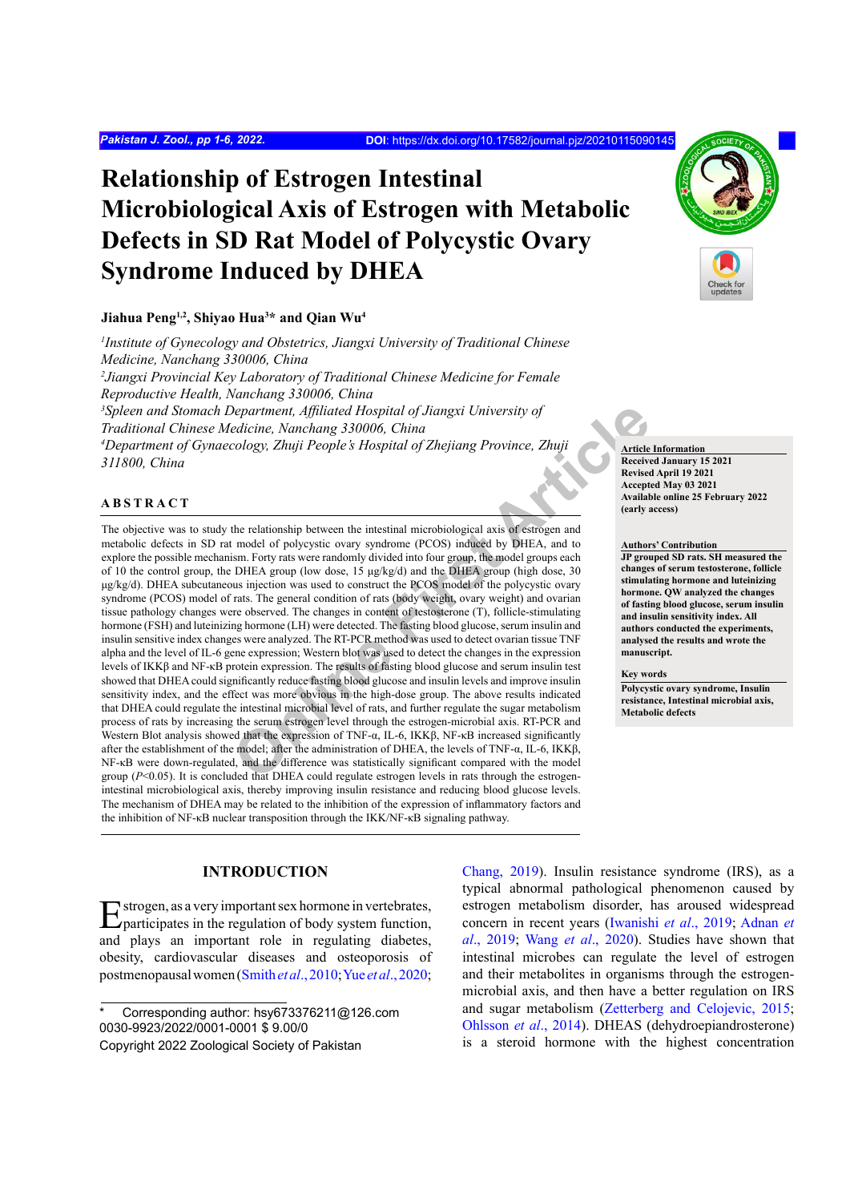# Relationship of Estrogen Intestinal Microbiological Axis of Estrogen with Metabolic Defects in SD Rat Model of Polycystic Ovary Syndrome Induced by DHEA

**Jiahua Peng[1,2], Shiyao Hua[3]* and Qian Wu[4]**

*[1]Institute of Gynecology and Obstetrics, Jiangxi University of Traditional Chinese Medicine, Nanchang 330006, China*
*[2]Jiangxi Provincial Key Laboratory of Traditional Chinese Medicine for Female Reproductive Health, Nanchang 330006, China*
*[3]Spleen and Stomach Department, Affiliated Hospital of Jiangxi University of Traditional Chinese Medicine, Nanchang 330006, China*
*[4]Department of Gynaecology, Zhuji People's Hospital of Zhejiang Province, Zhuji 311800, China*

**Article Information**
**Received January 15 2021**
**Revised April 19 2021**
**Accepted May 03 2021**
**Available online 25 February 2022 (early access)**

**Authors' Contribution**
**JP grouped SD rats. SH measured the changes of serum testosterone, follicle stimulating hormone and luteinizing hormone. QW analyzed the changes of fasting blood glucose, serum insulin and insulin sensitivity index. All authors conducted the experiments, analysed the results and wrote the manuscript.**

**Key words**
**Polycystic ovary syndrome, Insulin resistance, Intestinal microbial axis, Metabolic defects**

## ABSTRACT

The objective was to study the relationship between the intestinal microbiological axis of estrogen and metabolic defects in SD rat model of polycystic ovary syndrome (PCOS) induced by DHEA, and to explore the possible mechanism. Forty rats were randomly divided into four group, the model groups each of 10 the control group, the DHEA group (low dose, 15 μg/kg/d) and the DHEA group (high dose, 30 μg/kg/d). DHEA subcutaneous injection was used to construct the PCOS model of the polycystic ovary syndrome (PCOS) model of rats. The general condition of rats (body weight, ovary weight) and ovarian tissue pathology changes were observed. The changes in content of testosterone (T), follicle-stimulating hormone (FSH) and luteinizing hormone (LH) were detected. The fasting blood glucose, serum insulin and insulin sensitive index changes were analyzed. The RT-PCR method was used to detect ovarian tissue TNF alpha and the level of IL-6 gene expression; Western blot was used to detect the changes in the expression levels of IKKβ and NF-κB protein expression. The results of fasting blood glucose and serum insulin test showed that DHEA could significantly reduce fasting blood glucose and insulin levels and improve insulin sensitivity index, and the effect was more obvious in the high-dose group. The above results indicated that DHEA could regulate the intestinal microbial level of rats, and further regulate the sugar metabolism process of rats by increasing the serum estrogen level through the estrogen-microbial axis. RT-PCR and Western Blot analysis showed that the expression of TNF-α, IL-6, IKKβ, NF-κB increased significantly after the establishment of the model; after the administration of DHEA, the levels of TNF-α, IL-6, IKKβ, NF-κB were down-regulated, and the difference was statistically significant compared with the model group ($P$<0.05). It is concluded that DHEA could regulate estrogen levels in rats through the estrogen-intestinal microbial axis, thereby improving insulin resistance and reducing blood glucose levels. The mechanism of DHEA may be related to the inhibition of the expression of inflammatory factors and the inhibition of NF-κB nuclear transposition through the IKK/NF-κB signaling pathway.

## INTRODUCTION

Estrogen, as a very important sex hormone in vertebrates, participates in the regulation of body system function, and plays an important role in regulating diabetes, obesity, cardiovascular diseases and osteoporosis of postmenopausal women (Smith *et al*., 2010; Yue *et al*., 2020; Chang, 2019). Insulin resistance syndrome (IRS), as a typical abnormal pathological phenomenon caused by estrogen metabolism disorder, has aroused widespread concern in recent years (Iwanishi *et al*., 2019; Adnan *et al*., 2019; Wang *et al*., 2020). Studies have shown that intestinal microbes can regulate the level of estrogen and their metabolites in organisms through the estrogen-microbial axis, and then have a better regulation on IRS and sugar metabolism (Zetterberg and Celojevic, 2015; Ohlsson *et al*., 2014). DHEAS (dehydroepiandrosterone) is a steroid hormone with the highest concentration

\* Corresponding author: hsy673376211@126.com
0030-9923/2022/0001-0001 $ 9.00/0
Copyright 2022 Zoological Society of Pakistan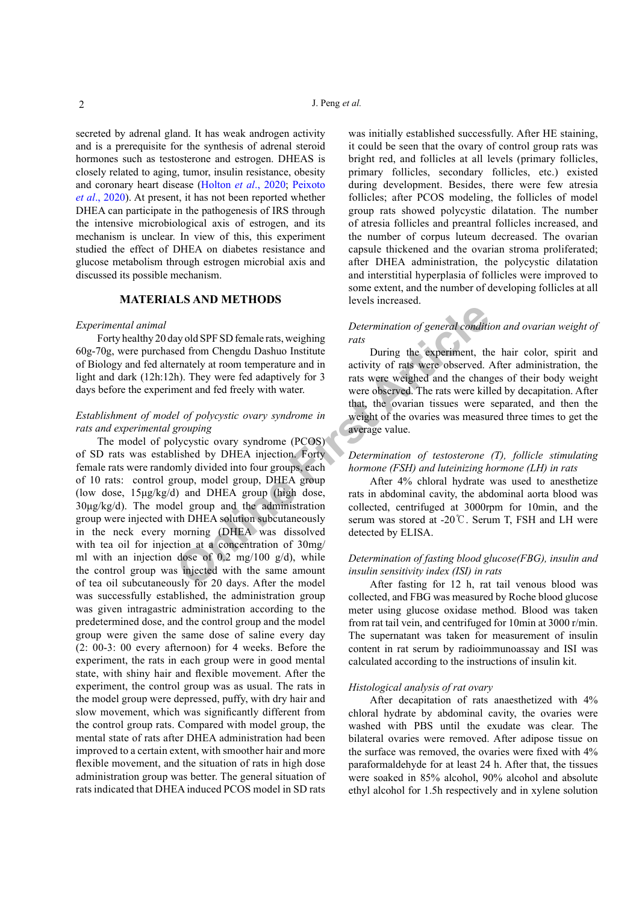secreted by adrenal gland. It has weak androgen activity and is a prerequisite for the synthesis of adrenal steroid hormones such as testosterone and estrogen. DHEAS is closely related to aging, tumor, insulin resistance, obesity and coronary heart disease (Holton *et al*., 2020; Peixoto *et al*., 2020). At present, it has not been reported whether DHEA can participate in the pathogenesis of IRS through the intensive microbiological axis of estrogen, and its mechanism is unclear. In view of this, this experiment studied the effect of DHEA on diabetes resistance and glucose metabolism through estrogen microbial axis and discussed its possible mechanism.

## MATERIALS AND METHODS

### *Experimental animal*

Forty healthy 20 day old SPF SD female rats, weighing 60g-70g, were purchased from Chengdu Dashuo Institute of Biology and fed alternately at room temperature and in light and dark (12h:12h). They were fed adaptively for 3 days before the experiment and fed freely with water.

### *Establishment of model of polycystic ovary syndrome in rats and experimental grouping*

The model of polycystic ovary syndrome (PCOS) of SD rats was established by DHEA injection. Forty female rats were randomly divided into four groups, each of 10 rats: control group, model group, DHEA group (low dose, 15μg/kg/d) and DHEA group (high dose, 30μg/kg/d). The model group and the administration group were injected with DHEA solution subcutaneously in the neck every morning (DHEA was dissolved with tea oil for injection at a concentration of 30mg/ml with an injection dose of 0.2 mg/100 g/d), while the control group was injected with the same amount of tea oil subcutaneously for 20 days. After the model was successfully established, the administration group was given intragastric administration according to the predetermined dose, and the control group and the model group were given the same dose of saline every day (2: 00-3: 00 every afternoon) for 4 weeks. Before the experiment, the rats in each group were in good mental state, with shiny hair and flexible movement. After the experiment, the control group was as usual. The rats in the model group were depressed, puffy, with dry hair and slow movement, which was significantly different from the control group rats. Compared with model group, the mental state of rats after DHEA administration had been improved to a certain extent, with smoother hair and more flexible movement, and the situation of rats in high dose administration group was better. The general situation of rats indicated that DHEA induced PCOS model in SD rats was initially established successfully. After HE staining, it could be seen that the ovary of control group rats was bright red, and follicles at all levels (primary follicles, primary follicles, secondary follicles, etc.) existed during development. Besides, there were few atresia follicles; after PCOS modeling, the follicles of model group rats showed polycystic dilatation. The number of atresia follicles and preantral follicles increased, and the number of corpus luteum decreased. The ovarian capsule thickened and the ovarian stroma proliferated; after DHEA administration, the polycystic dilatation and interstitial hyperplasia of follicles were improved to some extent, and the number of developing follicles at all levels increased.

### *Determination of general condition and ovarian weight of rats*

During the experiment, the hair color, spirit and activity of rats were observed. After administration, the rats were weighed and the changes of their body weight were observed. The rats were killed by decapitation. After that, the ovarian tissues were separated, and then the weight of the ovaries was measured three times to get the average value.

### *Determination of testosterone (T), follicle stimulating hormone (FSH) and luteinizing hormone (LH) in rats*

After 4% chloral hydrate was used to anesthetize rats in abdominal cavity, the abdominal aorta blood was collected, centrifuged at 3000rpm for 10min, and the serum was stored at -20℃. Serum T, FSH and LH were detected by ELISA.

### *Determination of fasting blood glucose(FBG), insulin and insulin sensitivity index (ISI) in rats*

After fasting for 12 h, rat tail venous blood was collected, and FBG was measured by Roche blood glucose meter using glucose oxidase method. Blood was taken from rat tail vein, and centrifuged for 10min at 3000 r/min. The supernatant was taken for measurement of insulin content in rat serum by radioimmunoassay and ISI was calculated according to the instructions of insulin kit.

### *Histological analysis of rat ovary*

After decapitation of rats anaesthetized with 4% chloral hydrate by abdominal cavity, the ovaries were washed with PBS until the exudate was clear. The bilateral ovaries were removed. After adipose tissue on the surface was removed, the ovaries were fixed with 4% paraformaldehyde for at least 24 h. After that, the tissues were soaked in 85% alcohol, 90% alcohol and absolute ethyl alcohol for 1.5h respectively and in xylene solution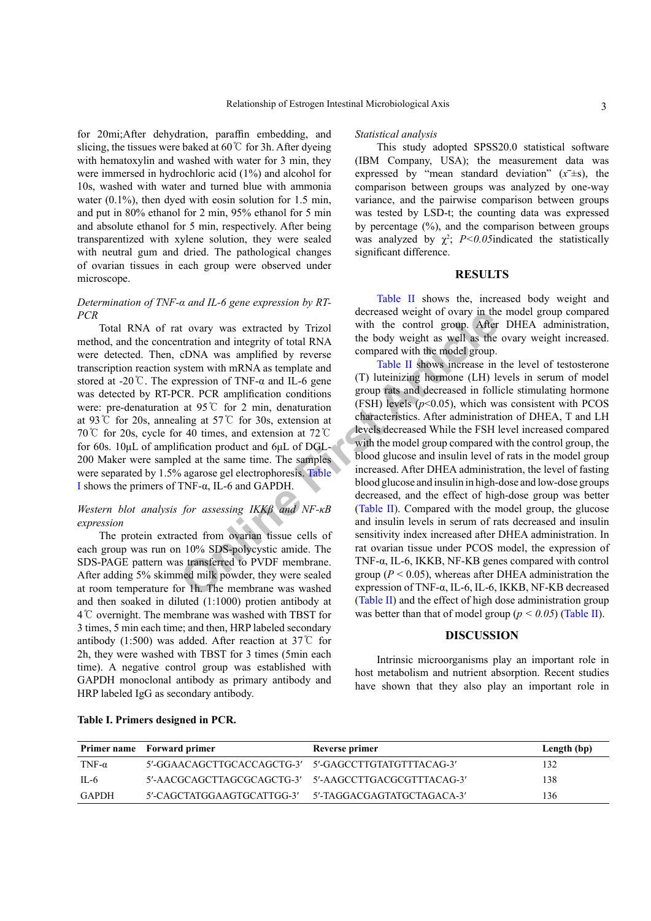for 20mi;After dehydration, paraffin embedding, and slicing, the tissues were baked at 60℃ for 3h. After dyeing with hematoxylin and washed with water for 3 min, they were immersed in hydrochloric acid (1%) and alcohol for 10s, washed with water and turned blue with ammonia water (0.1%), then dyed with eosin solution for 1.5 min, and put in 80% ethanol for 2 min, 95% ethanol for 5 min and absolute ethanol for 5 min, respectively. After being transparentized with xylene solution, they were sealed with neutral gum and dried. The pathological changes of ovarian tissues in each group were observed under microscope.

*Determination of TNF-α and IL-6 gene expression by RT-PCR*

Total RNA of rat ovary was extracted by Trizol method, and the concentration and integrity of total RNA were detected. Then, cDNA was amplified by reverse transcription reaction system with mRNA as template and stored at -20℃. The expression of TNF-α and IL-6 gene was detected by RT-PCR. PCR amplification conditions were: pre-denaturation at 95℃ for 2 min, denaturation at 93℃ for 20s, annealing at 57℃ for 30s, extension at 70℃ for 20s, cycle for 40 times, and extension at 72℃ for 60s. 10μL of amplification product and 6μL of DGL-200 Maker were sampled at the same time. The samples were separated by 1.5% agarose gel electrophoresis. Table I shows the primers of TNF-α, IL-6 and GAPDH.

*Western blot analysis for assessing IKKβ and NF-κB expression*

The protein extracted from ovarian tissue cells of each group was run on 10% SDS-polycyclic amide. The SDS-PAGE pattern was transferred to PVDF membrane. After adding 5% skimmed milk powder, they were sealed at room temperature for 1h. The membrane was washed and then soaked in diluted (1:1000) protien antibody at 4℃ overnight. The membrane was washed with TBST for 3 times, 5 min each time; and then, HRP labeled secondary antibody (1:500) was added. After reaction at 37℃ for 2h, they were washed with TBST for 3 times (5min each time). A negative control group was established with GAPDH monoclonal antibody as primary antibody and HRP labeled IgG as secondary antibody.

*Statistical analysis*

This study adopted SPSS20.0 statistical software (IBM Company, USA); the measurement data was expressed by "mean standard deviation" ($\bar{x}$±s), the comparison between groups was analyzed by one-way variance, and the pairwise comparison between groups was tested by LSD-t; the counting data was expressed by percentage (%), and the comparison between groups was analyzed by $\chi^2$; $P<0.05$indicated the statistically significant difference.

## RESULTS

Table II shows the, increased body weight and decreased weight of ovary in the model group compared with the control group. After DHEA administration, the body weight as well as the ovary weight increased. compared with the model group.

Table II shows increase in the level of testosterone (T) luteinizing hormone (LH) levels in serum of model group rats and decreased in follicle stimulating hormone (FSH) levels ($p<0.05$), which was consistent with PCOS characteristics. After administration of DHEA, T and LH levels decreased While the FSH level increased compared with the model group compared with the control group, the blood glucose and insulin level of rats in the model group increased. After DHEA administration, the level of fasting blood glucose and insulin in high-dose and low-dose groups decreased, and the effect of high-dose group was better (Table II). Compared with the model group, the glucose and insulin levels in serum of rats decreased and insulin sensitivity index increased after DHEA administration. In rat ovarian tissue under PCOS model, the expression of TNF-α, IL-6, IKKB, NF-KB genes compared with control group ($P < 0.05$), whereas after DHEA administration the expression of TNF-α, IL-6, IL-6, IKKB, NF-KB decreased (Table II) and the effect of high dose administration group was better than that of model group ($p < 0.05$) (Table II).

## DISCUSSION

Intrinsic microorganisms play an important role in host metabolism and nutrient absorption. Recent studies have shown that they also play an important role in

**Table I. Primers designed in PCR.**

| Primer name | Forward primer | Reverse primer | Length (bp) |
|---|---|---|---|
| TNF-α | 5′-GGAACAGCTTGCACCAGCTG-3′ | 5′-GAGCCTTGTATGTTTACAG-3′ | 132 |
| IL-6 | 5′-AACGCAGCTTAGCGCAGCTG-3′ | 5′-AAGCCTTGACGCGTTTACAG-3′ | 138 |
| GAPDH | 5′-CAGCTATGGAAGTGCATTGG-3′ | 5′-TAGGACGAGTATGCTAGACA-3′ | 136 |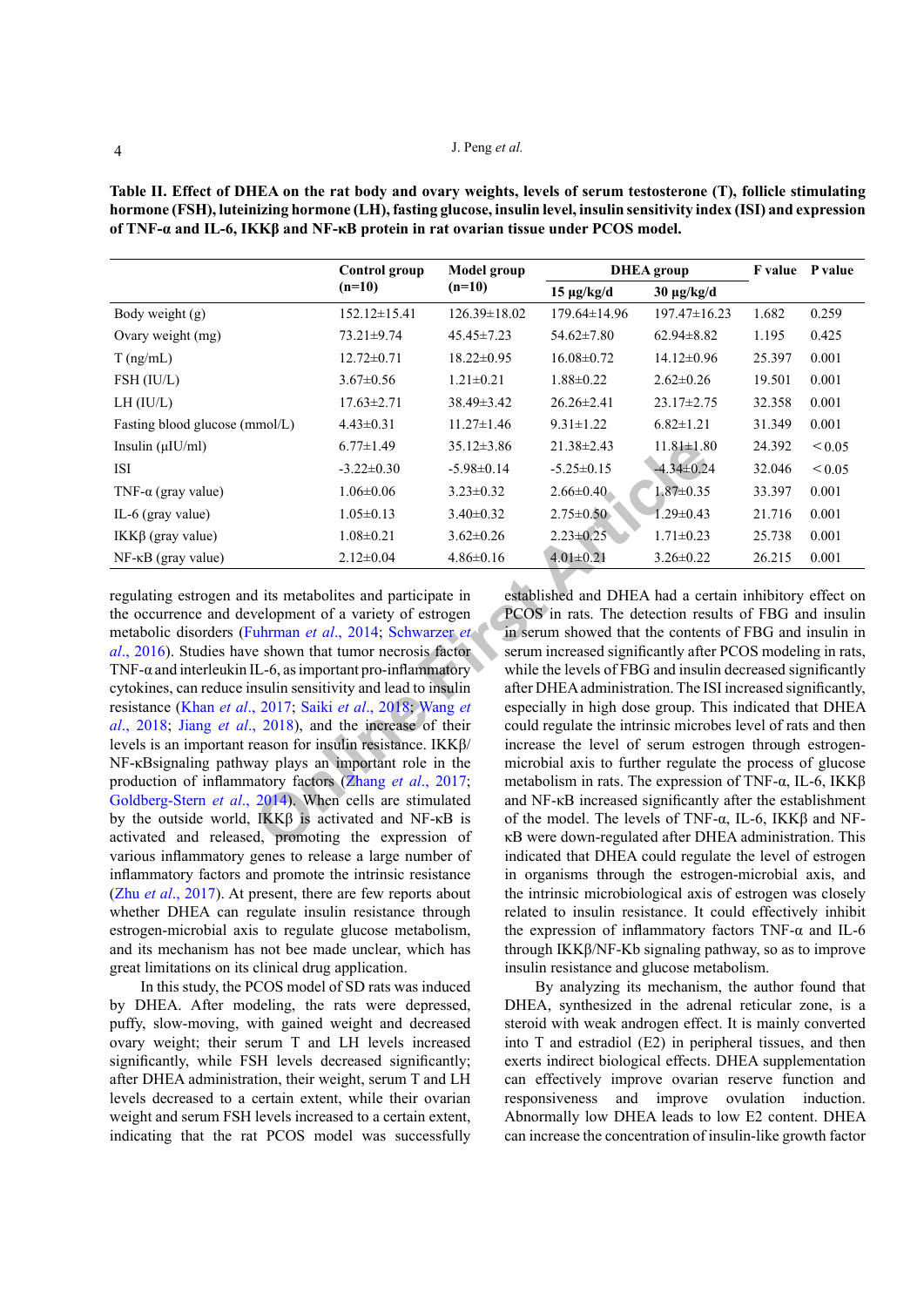**Table II. Effect of DHEA on the rat body and ovary weights, levels of serum testosterone (T), follicle stimulating hormone (FSH), luteinizing hormone (LH), fasting glucose, insulin level, insulin sensitivity index (ISI) and expression of TNF-α and IL-6, IKKβ and NF-κB protein in rat ovarian tissue under PCOS model.**

| | Control group (n=10) | Model group (n=10) | DHEA group | | F value | P value |
|---|---|---|---|---|---|---|
| | | | 15 μg/kg/d | 30 μg/kg/d | | |
| Body weight (g) | 152.12±15.41 | 126.39±18.02 | 179.64±14.96 | 197.47±16.23 | 1.682 | 0.259 |
| Ovary weight (mg) | 73.21±9.74 | 45.45±7.23 | 54.62±7.80 | 62.94±8.82 | 1.195 | 0.425 |
| T (ng/mL) | 12.72±0.71 | 18.22±0.95 | 16.08±0.72 | 14.12±0.96 | 25.397 | 0.001 |
| FSH (IU/L) | 3.67±0.56 | 1.21±0.21 | 1.88±0.22 | 2.62±0.26 | 19.501 | 0.001 |
| LH (IU/L) | 17.63±2.71 | 38.49±3.42 | 26.26±2.41 | 23.17±2.75 | 32.358 | 0.001 |
| Fasting blood glucose (mmol/L) | 4.43±0.31 | 11.27±1.46 | 9.31±1.22 | 6.82±1.21 | 31.349 | 0.001 |
| Insulin (μIU/ml) | 6.77±1.49 | 35.12±3.86 | 21.38±2.43 | 11.81±1.80 | 24.392 | ＜0.05 |
| ISI | -3.22±0.30 | -5.98±0.14 | -5.25±0.15 | -4.34±0.24 | 32.046 | ＜0.05 |
| TNF-α (gray value) | 1.06±0.06 | 3.23±0.32 | 2.66±0.40 | 1.87±0.35 | 33.397 | 0.001 |
| IL-6 (gray value) | 1.05±0.13 | 3.40±0.32 | 2.75±0.50 | 1.29±0.43 | 21.716 | 0.001 |
| IKKβ (gray value) | 1.08±0.21 | 3.62±0.26 | 2.23±0.25 | 1.71±0.23 | 25.738 | 0.001 |
| NF-κB (gray value) | 2.12±0.04 | 4.86±0.16 | 4.01±0.21 | 3.26±0.22 | 26.215 | 0.001 |

regulating estrogen and its metabolites and participate in the occurrence and development of a variety of estrogen metabolic disorders (Fuhrman *et al*., 2014; Schwarzer *et al*., 2016). Studies have shown that tumor necrosis factor TNF-α and interleukin IL-6, as important pro-inflammatory cytokines, can reduce insulin sensitivity and lead to insulin resistance (Khan *et al*., 2017; Saiki *et al*., 2018; Wang *et al*., 2018; Jiang *et al*., 2018), and the increase of their levels is an important reason for insulin resistance. IKKβ/NF-κBsignaling pathway plays an important role in the production of inflammatory factors (Zhang *et al*., 2017; Goldberg-Stern *et al*., 2014). When cells are stimulated by the outside world, IKKβ is activated and NF-κB is activated and released, promoting the expression of various inflammatory genes to release a large number of inflammatory factors and promote the intrinsic resistance (Zhu *et al*., 2017). At present, there are few reports about whether DHEA can regulate insulin resistance through estrogen-microbial axis to regulate glucose metabolism, and its mechanism has not bee made unclear, which has great limitations on its clinical drug application.

In this study, the PCOS model of SD rats was induced by DHEA. After modeling, the rats were depressed, puffy, slow-moving, with gained weight and decreased ovary weight; their serum T and LH levels increased significantly, while FSH levels decreased significantly; after DHEA administration, their weight, serum T and LH levels decreased to a certain extent, while their ovarian weight and serum FSH levels increased to a certain extent, indicating that the rat PCOS model was successfully established and DHEA had a certain inhibitory effect on PCOS in rats. The detection results of FBG and insulin in serum showed that the contents of FBG and insulin in serum increased significantly after PCOS modeling in rats, while the levels of FBG and insulin decreased significantly after DHEA administration. The ISI increased significantly, especially in high dose group. This indicated that DHEA could regulate the intrinsic microbes level of rats and then increase the level of serum estrogen through estrogen-microbial axis to further regulate the process of glucose metabolism in rats. The expression of TNF-α, IL-6, IKKβ and NF-κB increased significantly after the establishment of the model. The levels of TNF-α, IL-6, IKKβ and NF-κB were down-regulated after DHEA administration. This indicated that DHEA could regulate the level of estrogen in organisms through the estrogen-microbial axis, and the intrinsic microbiological axis of estrogen was closely related to insulin resistance. It could effectively inhibit the expression of inflammatory factors TNF-α and IL-6 through IKKβ/NF-Kb signaling pathway, so as to improve insulin resistance and glucose metabolism.

By analyzing its mechanism, the author found that DHEA, synthesized in the adrenal reticular zone, is a steroid with weak androgen effect. It is mainly converted into T and estradiol (E2) in peripheral tissues, and then exerts indirect biological effects. DHEA supplementation can effectively improve ovarian reserve function and responsiveness and improve ovulation induction. Abnormally low DHEA leads to low E2 content. DHEA can increase the concentration of insulin-like growth factor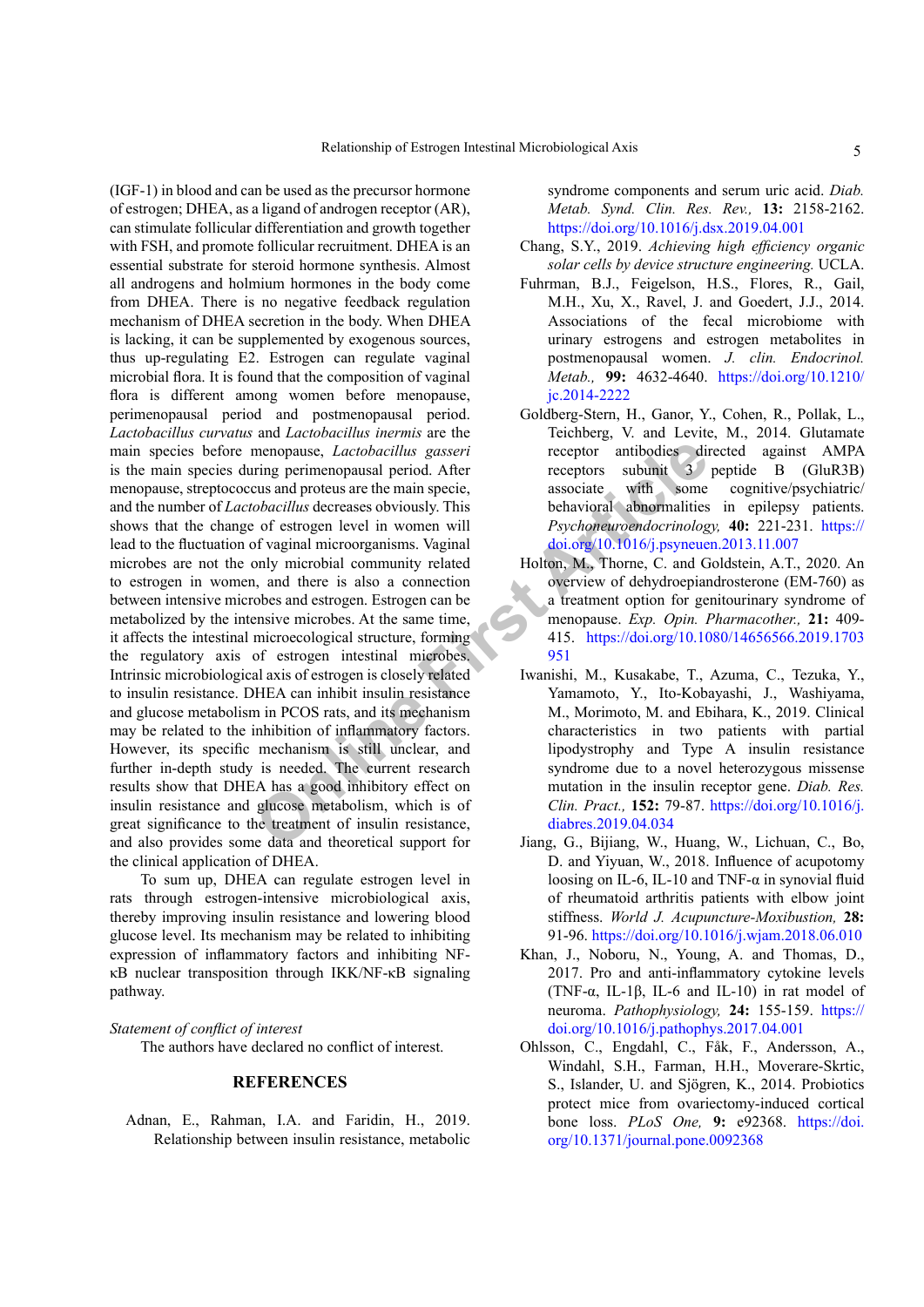(IGF-1) in blood and can be used as the precursor hormone of estrogen; DHEA, as a ligand of androgen receptor (AR), can stimulate follicular differentiation and growth together with FSH, and promote follicular recruitment. DHEA is an essential substrate for steroid hormone synthesis. Almost all androgens and holmium hormones in the body come from DHEA. There is no negative feedback regulation mechanism of DHEA secretion in the body. When DHEA is lacking, it can be supplemented by exogenous sources, thus up-regulating E2. Estrogen can regulate vaginal microbial flora. It is found that the composition of vaginal flora is different among women before menopause, perimenopausal period and postmenopausal period. *Lactobacillus curvatus* and *Lactobacillus inermis* are the main species before menopause, *Lactobacillus gasseri* is the main species during perimenopausal period. After menopause, streptococcus and proteus are the main specie, and the number of *Lactobacillus* decreases obviously. This shows that the change of estrogen level in women will lead to the fluctuation of vaginal microorganisms. Vaginal microbes are not the only microbial community related to estrogen in women, and there is also a connection between intensive microbes and estrogen. Estrogen can be metabolized by the intensive microbes. At the same time, it affects the intestinal microecological structure, forming the regulatory axis of estrogen intestinal microbes. Intrinsic microbiological axis of estrogen is closely related to insulin resistance. DHEA can inhibit insulin resistance and glucose metabolism in PCOS rats, and its mechanism may be related to the inhibition of inflammatory factors. However, its specific mechanism is still unclear, and further in-depth study is needed. The current research results show that DHEA has a good inhibitory effect on insulin resistance and glucose metabolism, which is of great significance to the treatment of insulin resistance, and also provides some data and theoretical support for the clinical application of DHEA.

To sum up, DHEA can regulate estrogen level in rats through estrogen-intensive microbiological axis, thereby improving insulin resistance and lowering blood glucose level. Its mechanism may be related to inhibiting expression of inflammatory factors and inhibiting NF-κB nuclear transposition through IKK/NF-κB signaling pathway.

*Statement of conflict of interest*

The authors have declared no conflict of interest.

## REFERENCES

Adnan, E., Rahman, I.A. and Faridin, H., 2019. Relationship between insulin resistance, metabolic syndrome components and serum uric acid. *Diab. Metab. Synd. Clin. Res. Rev.,* **13:** 2158-2162. https://doi.org/10.1016/j.dsx.2019.04.001

Chang, S.Y., 2019. *Achieving high efficiency organic solar cells by device structure engineering.* UCLA.

Fuhrman, B.J., Feigelson, H.S., Flores, R., Gail, M.H., Xu, X., Ravel, J. and Goedert, J.J., 2014. Associations of the fecal microbiome with urinary estrogens and estrogen metabolites in postmenopausal women. *J. clin. Endocrinol. Metab.,* **99:** 4632-4640. https://doi.org/10.1210/jc.2014-2222

Goldberg-Stern, H., Ganor, Y., Cohen, R., Pollak, L., Teichberg, V. and Levite, M., 2014. Glutamate receptor antibodies directed against AMPA receptors subunit 3 peptide B (GluR3B) associate with some cognitive/psychiatric/behavioral abnormalities in epilepsy patients. *Psychoneuroendocrinology,* **40:** 221-231. https://doi.org/10.1016/j.psyneuen.2013.11.007

Holton, M., Thorne, C. and Goldstein, A.T., 2020. An overview of dehydroepiandrosterone (EM-760) as a treatment option for genitourinary syndrome of menopause. *Exp. Opin. Pharmacother.,* **21:** 409-415. https://doi.org/10.1080/14656566.2019.1703951

Iwanishi, M., Kusakabe, T., Azuma, C., Tezuka, Y., Yamamoto, Y., Ito-Kobayashi, J., Washiyama, M., Morimoto, M. and Ebihara, K., 2019. Clinical characteristics in two patients with partial lipodystrophy and Type A insulin resistance syndrome due to a novel heterozygous missense mutation in the insulin receptor gene. *Diab. Res. Clin. Pract.,* **152:** 79-87. https://doi.org/10.1016/j.diabres.2019.04.034

Jiang, G., Bijiang, W., Huang, W., Lichuan, C., Bo, D. and Yiyuan, W., 2018. Influence of acupotomy loosing on IL-6, IL-10 and TNF-α in synovial fluid of rheumatoid arthritis patients with elbow joint stiffness. *World J. Acupuncture-Moxibustion,* **28:** 91-96. https://doi.org/10.1016/j.wjam.2018.06.010

Khan, J., Noboru, N., Young, A. and Thomas, D., 2017. Pro and anti-inflammatory cytokine levels (TNF-α, IL-1β, IL-6 and IL-10) in rat model of neuroma. *Pathophysiology,* **24:** 155-159. https://doi.org/10.1016/j.pathophys.2017.04.001

Ohlsson, C., Engdahl, C., Fåk, F., Andersson, A., Windahl, S.H., Farman, H.H., Moverare-Skrtic, S., Islander, U. and Sjögren, K., 2014. Probiotics protect mice from ovariectomy-induced cortical bone loss. *PLoS One,* **9:** e92368. https://doi.org/10.1371/journal.pone.0092368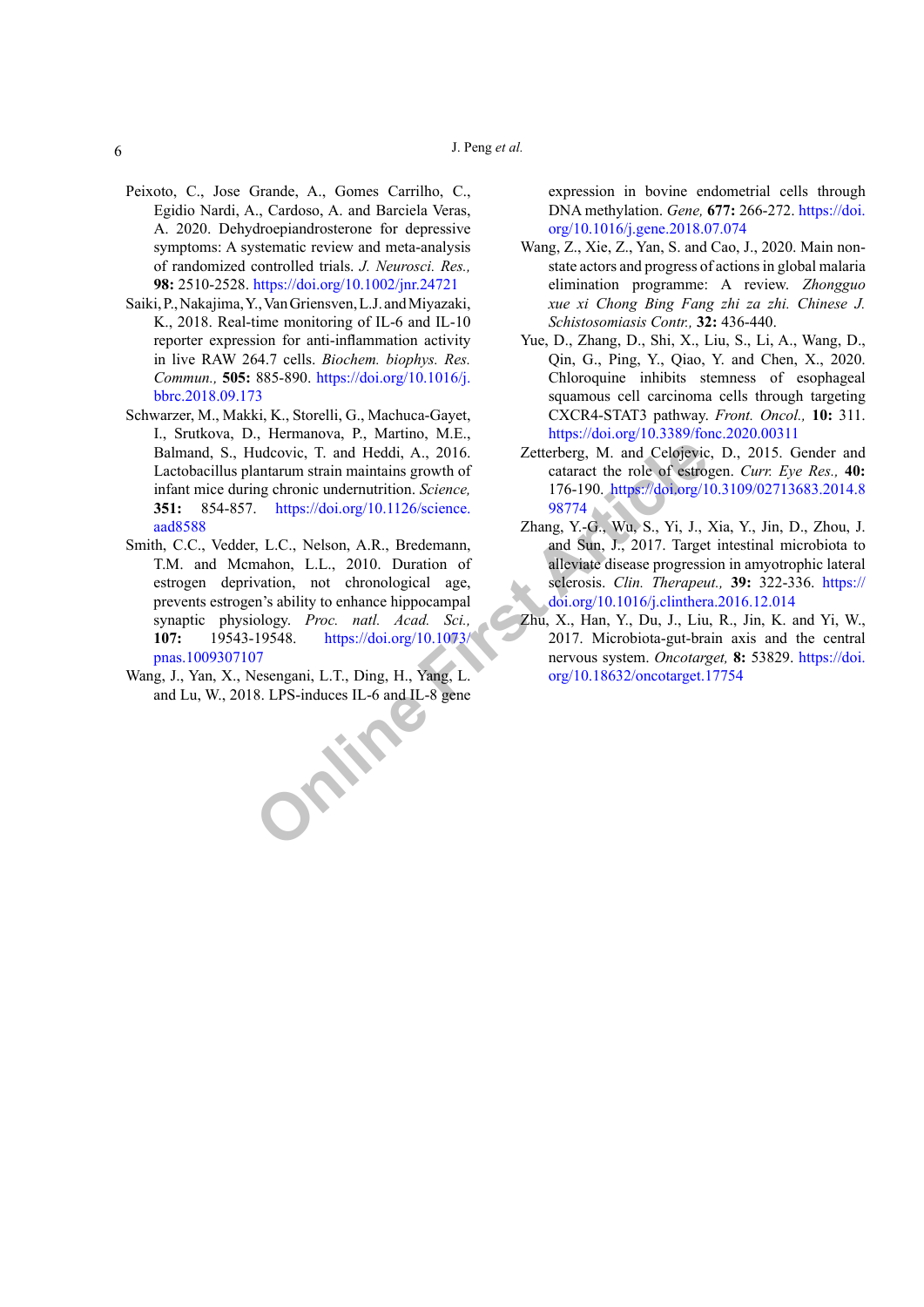Peixoto, C., Jose Grande, A., Gomes Carrilho, C., Egidio Nardi, A., Cardoso, A. and Barciela Veras, A. 2020. Dehydroepiandrosterone for depressive symptoms: A systematic review and meta-analysis of randomized controlled trials. *J. Neurosci. Res.,* **98:** 2510-2528. https://doi.org/10.1002/jnr.24721

Saiki, P., Nakajima, Y., Van Griensven, L.J. and Miyazaki, K., 2018. Real-time monitoring of IL-6 and IL-10 reporter expression for anti-inflammation activity in live RAW 264.7 cells. *Biochem. biophys. Res. Commun.,* **505:** 885-890. https://doi.org/10.1016/j.bbrc.2018.09.173

Schwarzer, M., Makki, K., Storelli, G., Machuca-Gayet, I., Srutkova, D., Hermanova, P., Martino, M.E., Balmand, S., Hudcovic, T. and Heddi, A., 2016. Lactobacillus plantarum strain maintains growth of infant mice during chronic undernutrition. *Science,* **351:** 854-857. https://doi.org/10.1126/science.aad8588

Smith, C.C., Vedder, L.C., Nelson, A.R., Bredemann, T.M. and Mcmahon, L.L., 2010. Duration of estrogen deprivation, not chronological age, prevents estrogen's ability to enhance hippocampal synaptic physiology. *Proc. natl. Acad. Sci.,* **107:** 19543-19548. https://doi.org/10.1073/pnas.1009307107

Wang, J., Yan, X., Nesengani, L.T., Ding, H., Yang, L. and Lu, W., 2018. LPS-induces IL-6 and IL-8 gene expression in bovine endometrial cells through DNA methylation. *Gene,* **677:** 266-272. https://doi.org/10.1016/j.gene.2018.07.074

Wang, Z., Xie, Z., Yan, S. and Cao, J., 2020. Main non-state actors and progress of actions in global malaria elimination programme: A review. *Zhongguo xue xi Chong Bing Fang zhi za zhi. Chinese J. Schistosomiasis Contr.,* **32:** 436-440.

Yue, D., Zhang, D., Shi, X., Liu, S., Li, A., Wang, D., Qin, G., Ping, Y., Qiao, Y. and Chen, X., 2020. Chloroquine inhibits stemness of esophageal squamous cell carcinoma cells through targeting CXCR4-STAT3 pathway. *Front. Oncol.,* **10:** 311. https://doi.org/10.3389/fonc.2020.00311

Zetterberg, M. and Celojevic, D., 2015. Gender and cataract the role of estrogen. *Curr. Eye Res.,* **40:** 176-190. https://doi.org/10.3109/02713683.2014.898774

Zhang, Y.-G., Wu, S., Yi, J., Xia, Y., Jin, D., Zhou, J. and Sun, J., 2017. Target intestinal microbiota to alleviate disease progression in amyotrophic lateral sclerosis. *Clin. Therapeut.,* **39:** 322-336. https://doi.org/10.1016/j.clinthera.2016.12.014

Zhu, X., Han, Y., Du, J., Liu, R., Jin, K. and Yi, W., 2017. Microbiota-gut-brain axis and the central nervous system. *Oncotarget,* **8:** 53829. https://doi.org/10.18632/oncotarget.17754